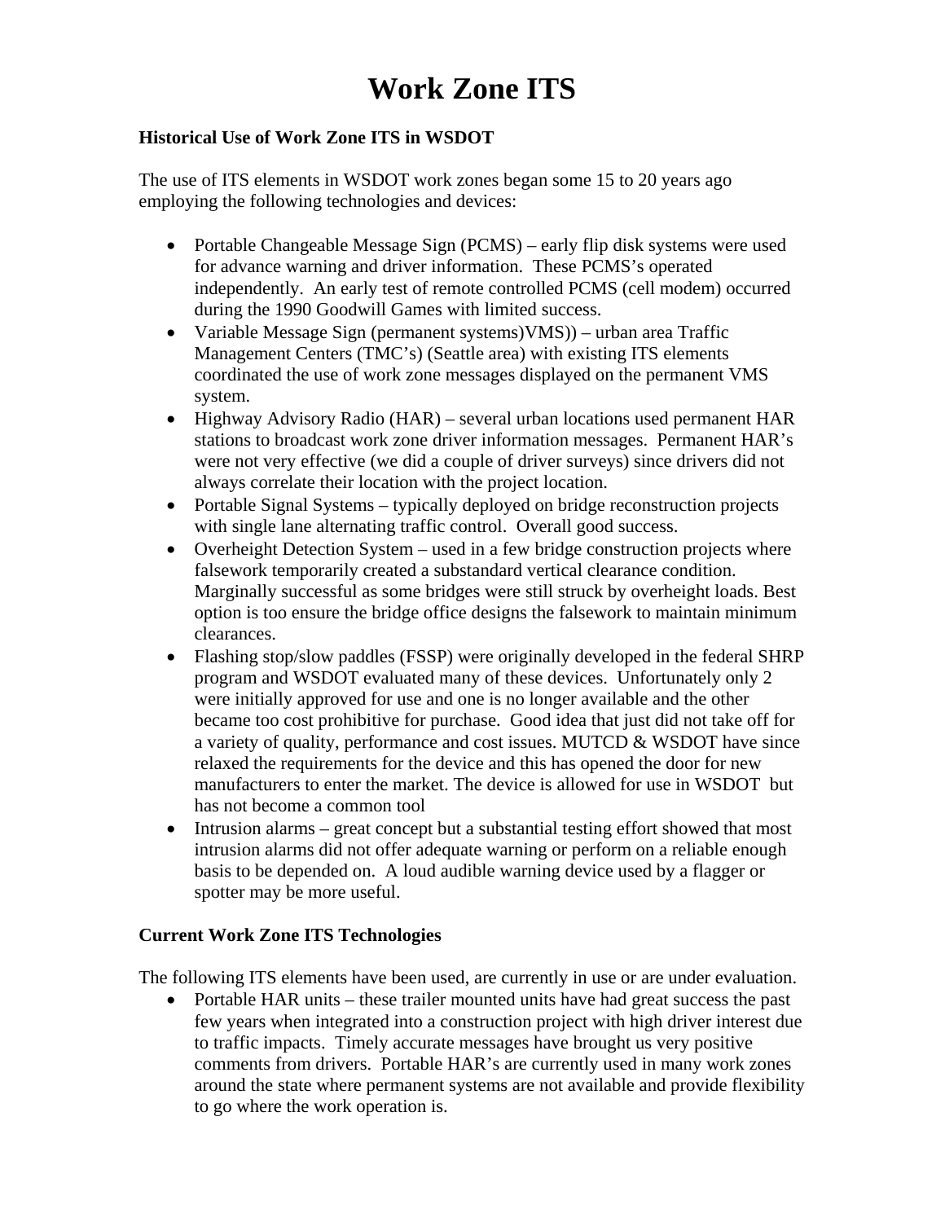# Work Zone ITS

### Historical Use of Work Zone ITS in WSDOT

The use of ITS elements in WSDOT work zones began some 15 to 20 years ago employing the following technologies and devices:

- Portable Changeable Message Sign (PCMS) – early flip disk systems were used for advance warning and driver information. These PCMS's operated independently. An early test of remote controlled PCMS (cell modem) occurred during the 1990 Goodwill Games with limited success.
- Variable Message Sign (permanent systems)VMS)) – urban area Traffic Management Centers (TMC's) (Seattle area) with existing ITS elements coordinated the use of work zone messages displayed on the permanent VMS system.
- Highway Advisory Radio (HAR) – several urban locations used permanent HAR stations to broadcast work zone driver information messages. Permanent HAR's were not very effective (we did a couple of driver surveys) since drivers did not always correlate their location with the project location.
- Portable Signal Systems – typically deployed on bridge reconstruction projects with single lane alternating traffic control. Overall good success.
- Overheight Detection System – used in a few bridge construction projects where falsework temporarily created a substandard vertical clearance condition. Marginally successful as some bridges were still struck by overheight loads. Best option is too ensure the bridge office designs the falsework to maintain minimum clearances.
- Flashing stop/slow paddles (FSSP) were originally developed in the federal SHRP program and WSDOT evaluated many of these devices. Unfortunately only 2 were initially approved for use and one is no longer available and the other became too cost prohibitive for purchase. Good idea that just did not take off for a variety of quality, performance and cost issues. MUTCD & WSDOT have since relaxed the requirements for the device and this has opened the door for new manufacturers to enter the market. The device is allowed for use in WSDOT but has not become a common tool
- Intrusion alarms – great concept but a substantial testing effort showed that most intrusion alarms did not offer adequate warning or perform on a reliable enough basis to be depended on. A loud audible warning device used by a flagger or spotter may be more useful.

### Current Work Zone ITS Technologies

The following ITS elements have been used, are currently in use or are under evaluation.

- Portable HAR units – these trailer mounted units have had great success the past few years when integrated into a construction project with high driver interest due to traffic impacts. Timely accurate messages have brought us very positive comments from drivers. Portable HAR's are currently used in many work zones around the state where permanent systems are not available and provide flexibility to go where the work operation is.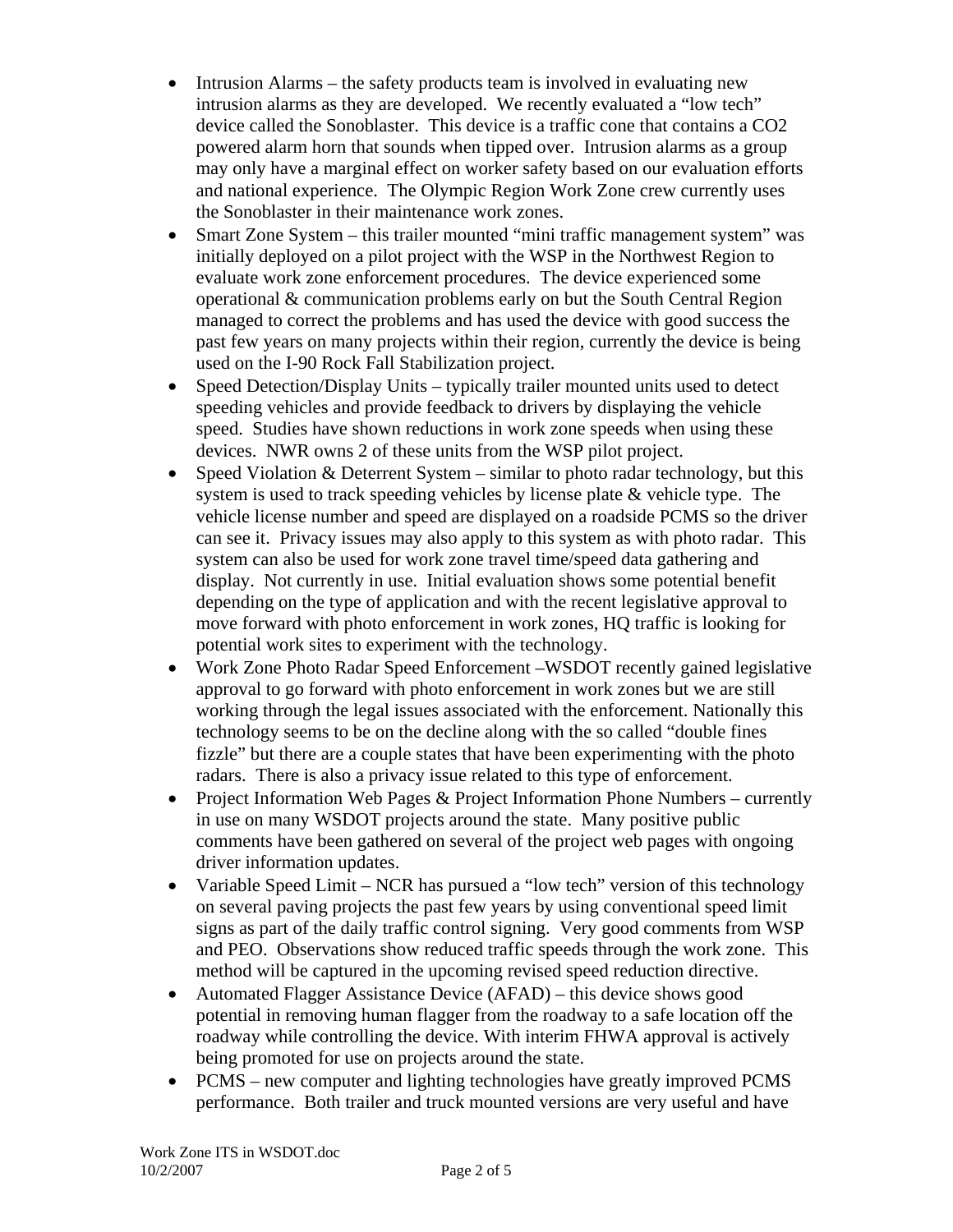- Intrusion Alarms – the safety products team is involved in evaluating new intrusion alarms as they are developed. We recently evaluated a "low tech" device called the Sonoblaster. This device is a traffic cone that contains a $CO_2$ powered alarm horn that sounds when tipped over. Intrusion alarms as a group may only have a marginal effect on worker safety based on our evaluation efforts and national experience. The Olympic Region Work Zone crew currently uses the Sonoblaster in their maintenance work zones.
- Smart Zone System – this trailer mounted "mini traffic management system" was initially deployed on a pilot project with the WSP in the Northwest Region to evaluate work zone enforcement procedures. The device experienced some operational & communication problems early on but the South Central Region managed to correct the problems and has used the device with good success the past few years on many projects within their region, currently the device is being used on the I-90 Rock Fall Stabilization project.
- Speed Detection/Display Units – typically trailer mounted units used to detect speeding vehicles and provide feedback to drivers by displaying the vehicle speed. Studies have shown reductions in work zone speeds when using these devices. NWR owns 2 of these units from the WSP pilot project.
- Speed Violation & Deterrent System – similar to photo radar technology, but this system is used to track speeding vehicles by license plate & vehicle type. The vehicle license number and speed are displayed on a roadside PCMS so the driver can see it. Privacy issues may also apply to this system as with photo radar. This system can also be used for work zone travel time/speed data gathering and display. Not currently in use. Initial evaluation shows some potential benefit depending on the type of application and with the recent legislative approval to move forward with photo enforcement in work zones, HQ traffic is looking for potential work sites to experiment with the technology.
- Work Zone Photo Radar Speed Enforcement –WSDOT recently gained legislative approval to go forward with photo enforcement in work zones but we are still working through the legal issues associated with the enforcement. Nationally this technology seems to be on the decline along with the so called "double fines fizzle" but there are a couple states that have been experimenting with the photo radars. There is also a privacy issue related to this type of enforcement.
- Project Information Web Pages & Project Information Phone Numbers – currently in use on many WSDOT projects around the state. Many positive public comments have been gathered on several of the project web pages with ongoing driver information updates.
- Variable Speed Limit – NCR has pursued a "low tech" version of this technology on several paving projects the past few years by using conventional speed limit signs as part of the daily traffic control signing. Very good comments from WSP and PEO. Observations show reduced traffic speeds through the work zone. This method will be captured in the upcoming revised speed reduction directive.
- Automated Flagger Assistance Device (AFAD) – this device shows good potential in removing human flagger from the roadway to a safe location off the roadway while controlling the device. With interim FHWA approval is actively being promoted for use on projects around the state.
- PCMS – new computer and lighting technologies have greatly improved PCMS performance. Both trailer and truck mounted versions are very useful and have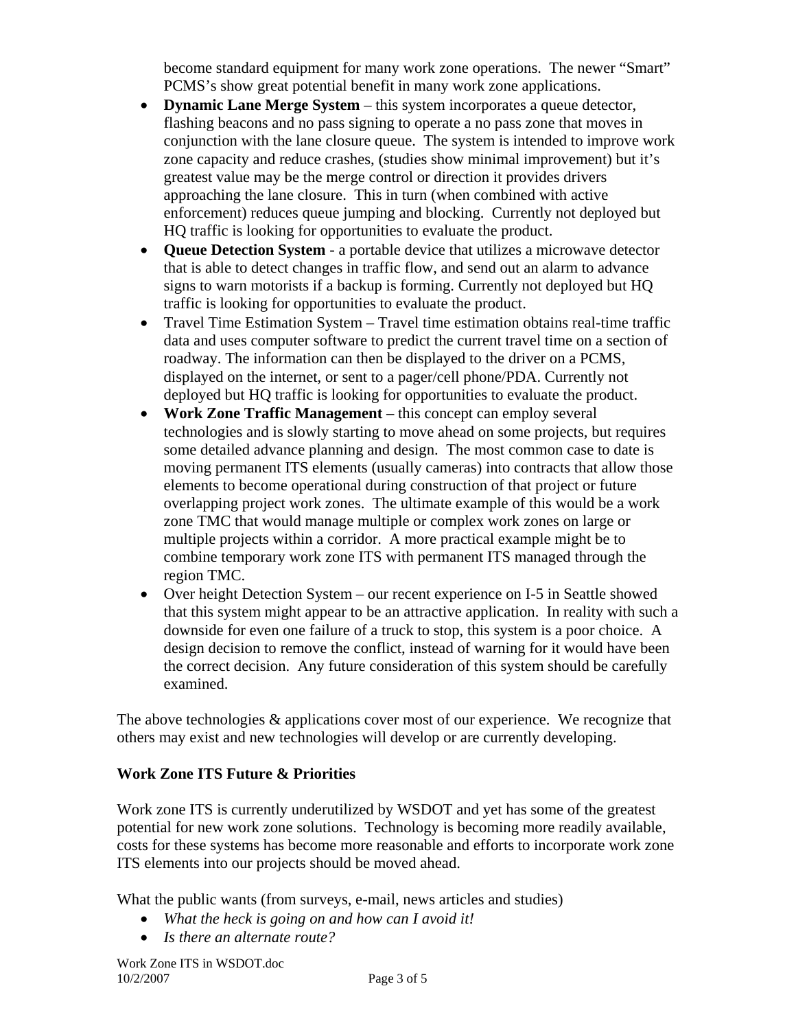become standard equipment for many work zone operations. The newer "Smart" PCMS's show great potential benefit in many work zone applications.

- **Dynamic Lane Merge System** – this system incorporates a queue detector, flashing beacons and no pass signing to operate a no pass zone that moves in conjunction with the lane closure queue. The system is intended to improve work zone capacity and reduce crashes, (studies show minimal improvement) but it's greatest value may be the merge control or direction it provides drivers approaching the lane closure. This in turn (when combined with active enforcement) reduces queue jumping and blocking. Currently not deployed but HQ traffic is looking for opportunities to evaluate the product.
- **Queue Detection System** - a portable device that utilizes a microwave detector that is able to detect changes in traffic flow, and send out an alarm to advance signs to warn motorists if a backup is forming. Currently not deployed but HQ traffic is looking for opportunities to evaluate the product.
- Travel Time Estimation System – Travel time estimation obtains real-time traffic data and uses computer software to predict the current travel time on a section of roadway. The information can then be displayed to the driver on a PCMS, displayed on the internet, or sent to a pager/cell phone/PDA. Currently not deployed but HQ traffic is looking for opportunities to evaluate the product.
- **Work Zone Traffic Management** – this concept can employ several technologies and is slowly starting to move ahead on some projects, but requires some detailed advance planning and design. The most common case to date is moving permanent ITS elements (usually cameras) into contracts that allow those elements to become operational during construction of that project or future overlapping project work zones. The ultimate example of this would be a work zone TMC that would manage multiple or complex work zones on large or multiple projects within a corridor. A more practical example might be to combine temporary work zone ITS with permanent ITS managed through the region TMC.
- Over height Detection System – our recent experience on I-5 in Seattle showed that this system might appear to be an attractive application. In reality with such a downside for even one failure of a truck to stop, this system is a poor choice. A design decision to remove the conflict, instead of warning for it would have been the correct decision. Any future consideration of this system should be carefully examined.

The above technologies & applications cover most of our experience. We recognize that others may exist and new technologies will develop or are currently developing.

**Work Zone ITS Future & Priorities**

Work zone ITS is currently underutilized by WSDOT and yet has some of the greatest potential for new work zone solutions. Technology is becoming more readily available, costs for these systems has become more reasonable and efforts to incorporate work zone ITS elements into our projects should be moved ahead.

What the public wants (from surveys, e-mail, news articles and studies)

- *What the heck is going on and how can I avoid it!*
- *Is there an alternate route?*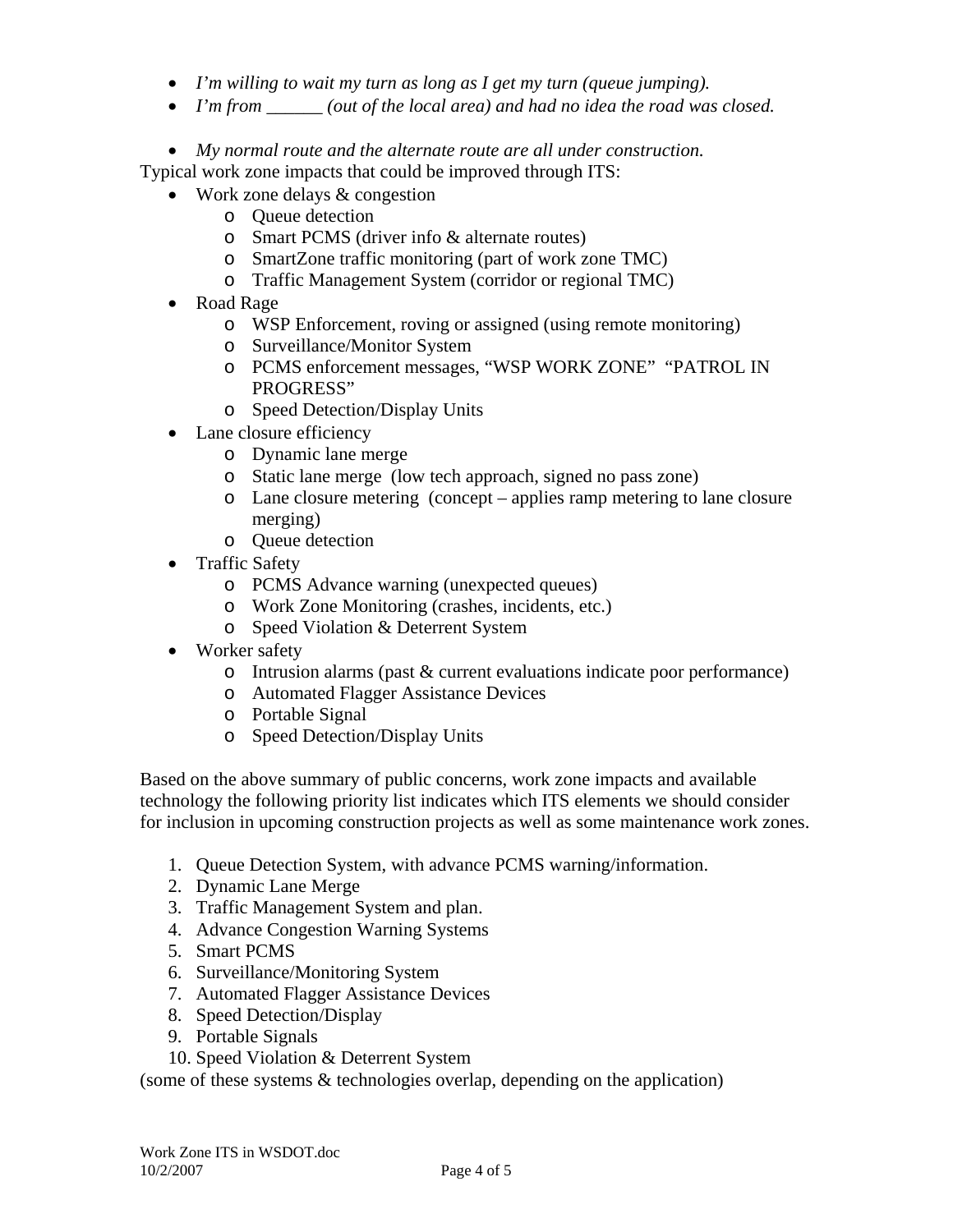- *I'm willing to wait my turn as long as I get my turn (queue jumping).*
- *I'm from ______ (out of the local area) and had no idea the road was closed.*
- *My normal route and the alternate route are all under construction.*

Typical work zone impacts that could be improved through ITS:

- Work zone delays & congestion
    - Queue detection
    - Smart PCMS (driver info & alternate routes)
    - SmartZone traffic monitoring (part of work zone TMC)
    - Traffic Management System (corridor or regional TMC)
- Road Rage
    - WSP Enforcement, roving or assigned (using remote monitoring)
    - Surveillance/Monitor System
    - PCMS enforcement messages, "WSP WORK ZONE" "PATROL IN PROGRESS"
    - Speed Detection/Display Units
- Lane closure efficiency
    - Dynamic lane merge
    - Static lane merge (low tech approach, signed no pass zone)
    - Lane closure metering (concept – applies ramp metering to lane closure merging)
    - Queue detection
- Traffic Safety
    - PCMS Advance warning (unexpected queues)
    - Work Zone Monitoring (crashes, incidents, etc.)
    - Speed Violation & Deterrent System
- Worker safety
    - Intrusion alarms (past & current evaluations indicate poor performance)
    - Automated Flagger Assistance Devices
    - Portable Signal
    - Speed Detection/Display Units

Based on the above summary of public concerns, work zone impacts and available technology the following priority list indicates which ITS elements we should consider for inclusion in upcoming construction projects as well as some maintenance work zones.

1. Queue Detection System, with advance PCMS warning/information.
2. Dynamic Lane Merge
3. Traffic Management System and plan.
4. Advance Congestion Warning Systems
5. Smart PCMS
6. Surveillance/Monitoring System
7. Automated Flagger Assistance Devices
8. Speed Detection/Display
9. Portable Signals
10. Speed Violation & Deterrent System

(some of these systems & technologies overlap, depending on the application)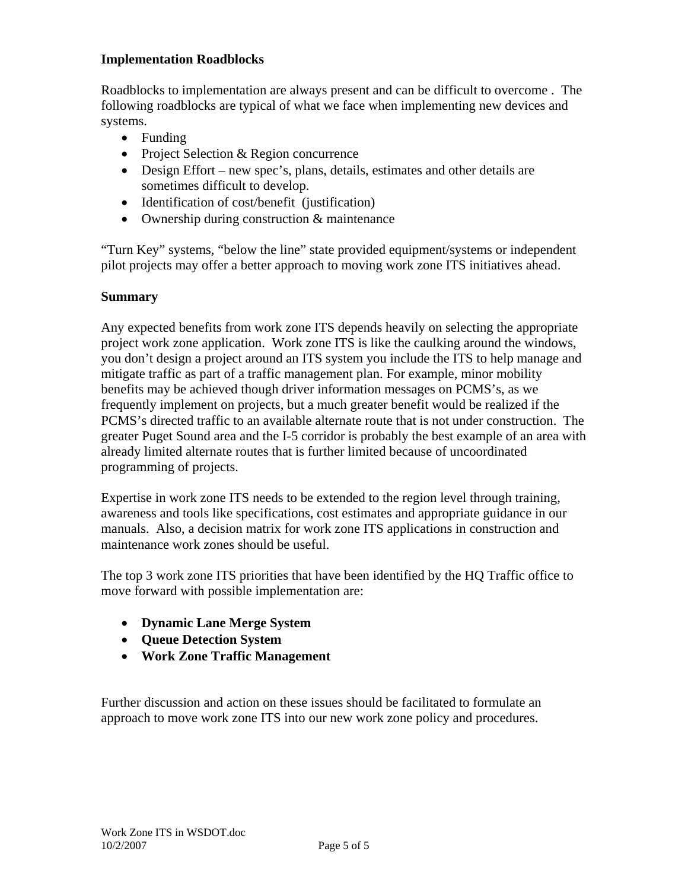**Implementation Roadblocks**

Roadblocks to implementation are always present and can be difficult to overcome . The following roadblocks are typical of what we face when implementing new devices and systems.

- Funding
- Project Selection & Region concurrence
- Design Effort – new spec's, plans, details, estimates and other details are sometimes difficult to develop.
- Identification of cost/benefit (justification)
- Ownership during construction & maintenance

"Turn Key" systems, "below the line" state provided equipment/systems or independent pilot projects may offer a better approach to moving work zone ITS initiatives ahead.

**Summary**

Any expected benefits from work zone ITS depends heavily on selecting the appropriate project work zone application. Work zone ITS is like the caulking around the windows, you don't design a project around an ITS system you include the ITS to help manage and mitigate traffic as part of a traffic management plan. For example, minor mobility benefits may be achieved though driver information messages on PCMS's, as we frequently implement on projects, but a much greater benefit would be realized if the PCMS's directed traffic to an available alternate route that is not under construction. The greater Puget Sound area and the I-5 corridor is probably the best example of an area with already limited alternate routes that is further limited because of uncoordinated programming of projects.

Expertise in work zone ITS needs to be extended to the region level through training, awareness and tools like specifications, cost estimates and appropriate guidance in our manuals. Also, a decision matrix for work zone ITS applications in construction and maintenance work zones should be useful.

The top 3 work zone ITS priorities that have been identified by the HQ Traffic office to move forward with possible implementation are:

- **Dynamic Lane Merge System**
- **Queue Detection System**
- **Work Zone Traffic Management**

Further discussion and action on these issues should be facilitated to formulate an approach to move work zone ITS into our new work zone policy and procedures.